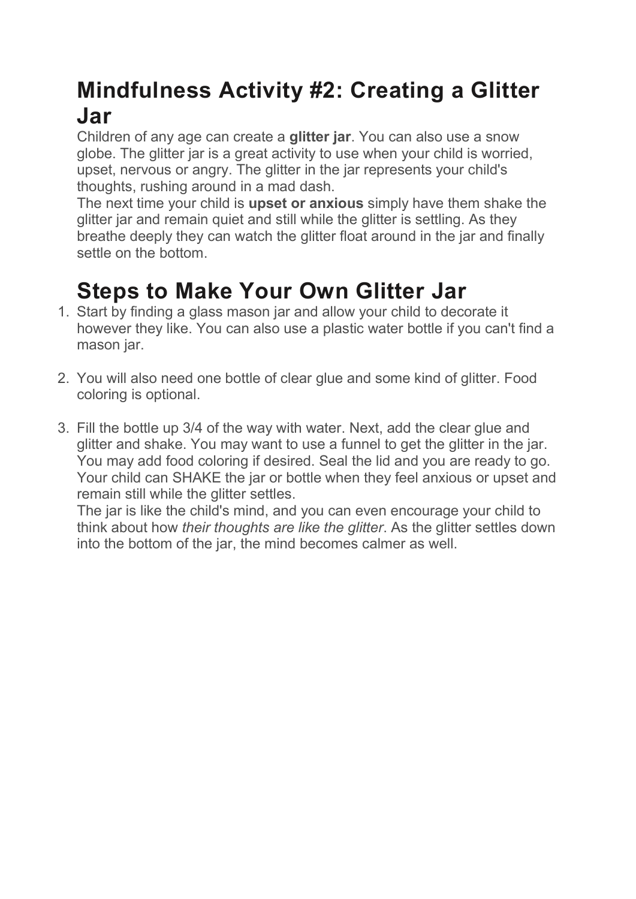# Mindfulness Activity #2: Creating a Glitter Jar

Children of any age can create a **glitter jar**. You can also use a snow globe. The glitter jar is a great activity to use when your child is worried, upset, nervous or angry. The glitter in the jar represents your child's thoughts, rushing around in a mad dash.

The next time your child is **upset or anxious** simply have them shake the glitter jar and remain quiet and still while the glitter is settling. As they breathe deeply they can watch the glitter float around in the jar and finally settle on the bottom.

# Steps to Make Your Own Glitter Jar

1. Start by finding a glass mason jar and allow your child to decorate it however they like. You can also use a plastic water bottle if you can't find a mason jar.

2. You will also need one bottle of clear glue and some kind of glitter. Food coloring is optional.

3. Fill the bottle up 3/4 of the way with water. Next, add the clear glue and glitter and shake. You may want to use a funnel to get the glitter in the jar. You may add food coloring if desired. Seal the lid and you are ready to go. Your child can SHAKE the jar or bottle when they feel anxious or upset and remain still while the glitter settles.

   The jar is like the child's mind, and you can even encourage your child to think about how *their thoughts are like the glitter*. As the glitter settles down into the bottom of the jar, the mind becomes calmer as well.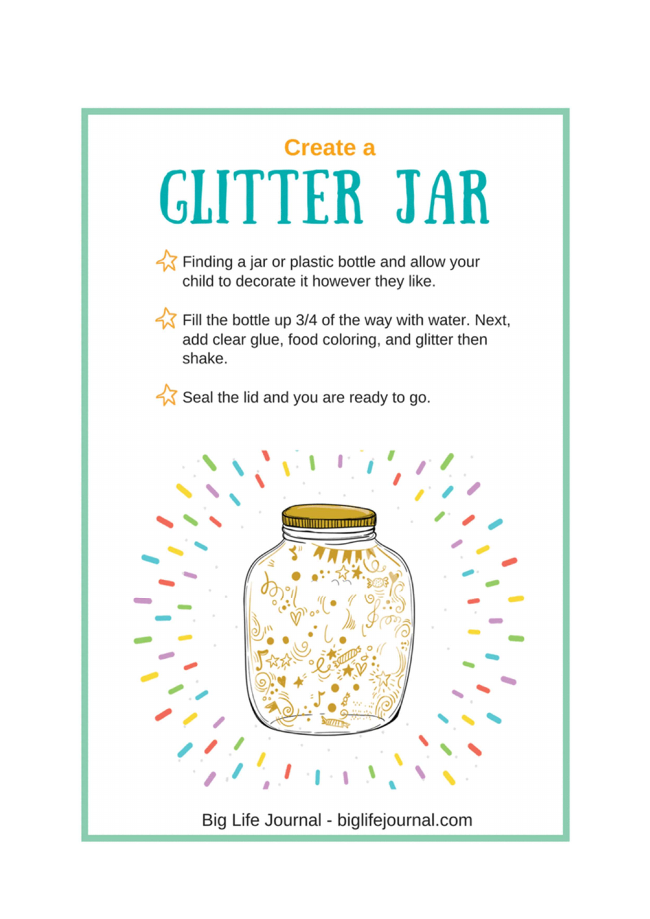Create a

# GLITTER JAR

- Finding a jar or plastic bottle and allow your child to decorate it however they like.
- Fill the bottle up 3/4 of the way with water. Next, add clear glue, food coloring, and glitter then shake.
- Seal the lid and you are ready to go.

Big Life Journal - biglifejournal.com